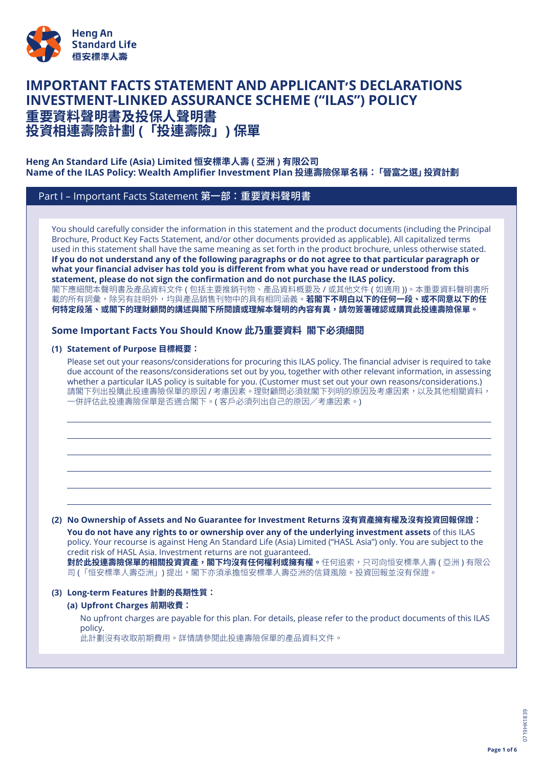Heng An Standard Life
恒安標準人壽

# IMPORTANT FACTS STATEMENT AND APPLICANT'S DECLARATIONS INVESTMENT-LINKED ASSURANCE SCHEME ("ILAS") POLICY
# 重要資料聲明書及投保人聲明書 投資相連壽險計劃 (「投連壽險」) 保單

**Heng An Standard Life (Asia) Limited 恒安標準人壽 ( 亞洲 ) 有限公司**
**Name of the ILAS Policy: Wealth Amplifier Investment Plan 投連壽險保單名稱：「晉富之選」投資計劃**

## Part I – Important Facts Statement 第一部：重要資料聲明書

You should carefully consider the information in this statement and the product documents (including the Principal Brochure, Product Key Facts Statement, and/or other documents provided as applicable). All capitalized terms used in this statement shall have the same meaning as set forth in the product brochure, unless otherwise stated. **If you do not understand any of the following paragraphs or do not agree to that particular paragraph or what your financial adviser has told you is different from what you have read or understood from this statement, please do not sign the confirmation and do not purchase the ILAS policy.**
閣下應細閱本聲明書及產品資料文件 ( 包括主要推銷刊物、產品資料概要及 / 或其他文件 ( 如適用 ))。本重要資料聲明書所載的所有詞彙，除另有註明外，均與產品銷售刊物中的具有相同涵義。**若閣下不明白以下的任何一段、或不同意以下的任何特定段落、或閣下的理財顧問的講述與閣下所閱讀或理解本聲明的內容有異，請勿簽署確認或購買此投連壽險保單。**

### Some Important Facts You Should Know 此乃重要資料 閣下必須細閱

**(1) Statement of Purpose 目標概要：**

Please set out your reasons/considerations for procuring this ILAS policy. The financial adviser is required to take due account of the reasons/considerations set out by you, together with other relevant information, in assessing whether a particular ILAS policy is suitable for you. (Customer must set out your own reasons/considerations.)
請閣下列出投購此投連壽險保單的原因 / 考慮因素。理財顧問必須就閣下列明的原因及考慮因素，以及其他相關資料，一併評估此投連壽險保單是否適合閣下。( 客戶必須列出自己的原因／考慮因素。)

______________________________________________

______________________________________________

______________________________________________

______________________________________________

______________________________________________

______________________________________________

**(2) No Ownership of Assets and No Guarantee for Investment Returns 沒有資產擁有權及沒有投資回報保證：**

**You do not have any rights to or ownership over any of the underlying investment assets** of this ILAS policy. Your recourse is against Heng An Standard Life (Asia) Limited ("HASL Asia") only. You are subject to the credit risk of HASL Asia. Investment returns are not guaranteed.
**對於此投連壽險保單的相關投資資產，閣下均沒有任何權利或擁有權。**任何追索，只可向恒安標準人壽 ( 亞洲 ) 有限公司 (「恒安標準人壽亞洲」) 提出，閣下亦須承擔恒安標準人壽亞洲的信貸風險。投資回報並沒有保證。

**(3) Long-term Features 計劃的長期性質：**

**(a) Upfront Charges 前期收費：**

No upfront charges are payable for this plan. For details, please refer to the product documents of this ILAS policy.
此計劃沒有收取前期費用。詳情請參閱此投連壽險保單的產品資料文件。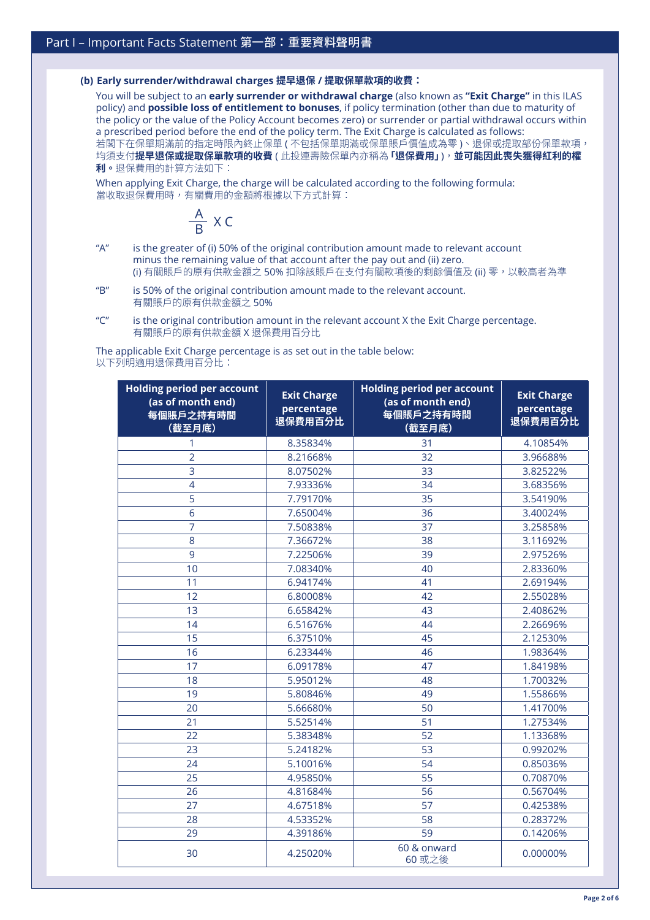## Part I – Important Facts Statement 第一部：重要資料聲明書

**(b) Early surrender/withdrawal charges 提早退保 / 提取保單款項的收費：**

You will be subject to an **early surrender or withdrawal charge** (also known as **"Exit Charge"** in this ILAS policy) and **possible loss of entitlement to bonuses**, if policy termination (other than due to maturity of the policy or the value of the Policy Account becomes zero) or surrender or partial withdrawal occurs within a prescribed period before the end of the policy term. The Exit Charge is calculated as follows:
若閣下在保單期滿前的指定時限內終止保單 ( 不包括保單期滿或保單賬戶價值成為零 )、退保或提取部份保單款項，均須支付**提早退保或提取保單款項的收費** ( 此投連壽險保單內亦稱為**「退保費用」**)，**並可能因此喪失獲得紅利的權利。**退保費用的計算方法如下：

When applying Exit Charge, the charge will be calculated according to the following formula:
當收取退保費用時，有關費用的金額將根據以下方式計算：

$$\frac{A}{B} \times C$$

"A" is the greater of (i) 50% of the original contribution amount made to relevant account minus the remaining value of that account after the pay out and (ii) zero.
(i) 有關賬戶的原有供款金額之 50% 扣除該賬戶在支付有關款項後的剩餘價值及 (ii) 零，以較高者為準

"B" is 50% of the original contribution amount made to the relevant account.
有關賬戶的原有供款金額之 50%

"C" is the original contribution amount in the relevant account X the Exit Charge percentage.
有關賬戶的原有供款金額 X 退保費用百分比

The applicable Exit Charge percentage is as set out in the table below:
以下列明適用退保費用百分比：

| Holding period per account (as of month end) 每個賬戶之持有時間 (截至月底) | Exit Charge percentage 退保費用百分比 | Holding period per account (as of month end) 每個賬戶之持有時間 (截至月底) | Exit Charge percentage 退保費用百分比 |
|---|---|---|---|
| 1 | 8.35834% | 31 | 4.10854% |
| 2 | 8.21668% | 32 | 3.96688% |
| 3 | 8.07502% | 33 | 3.82522% |
| 4 | 7.93336% | 34 | 3.68356% |
| 5 | 7.79170% | 35 | 3.54190% |
| 6 | 7.65004% | 36 | 3.40024% |
| 7 | 7.50838% | 37 | 3.25858% |
| 8 | 7.36672% | 38 | 3.11692% |
| 9 | 7.22506% | 39 | 2.97526% |
| 10 | 7.08340% | 40 | 2.83360% |
| 11 | 6.94174% | 41 | 2.69194% |
| 12 | 6.80008% | 42 | 2.55028% |
| 13 | 6.65842% | 43 | 2.40862% |
| 14 | 6.51676% | 44 | 2.26696% |
| 15 | 6.37510% | 45 | 2.12530% |
| 16 | 6.23344% | 46 | 1.98364% |
| 17 | 6.09178% | 47 | 1.84198% |
| 18 | 5.95012% | 48 | 1.70032% |
| 19 | 5.80846% | 49 | 1.55866% |
| 20 | 5.66680% | 50 | 1.41700% |
| 21 | 5.52514% | 51 | 1.27534% |
| 22 | 5.38348% | 52 | 1.13368% |
| 23 | 5.24182% | 53 | 0.99202% |
| 24 | 5.10016% | 54 | 0.85036% |
| 25 | 4.95850% | 55 | 0.70870% |
| 26 | 4.81684% | 56 | 0.56704% |
| 27 | 4.67518% | 57 | 0.42538% |
| 28 | 4.53352% | 58 | 0.28372% |
| 29 | 4.39186% | 59 | 0.14206% |
| 30 | 4.25020% | 60 & onward 60 或之後 | 0.00000% |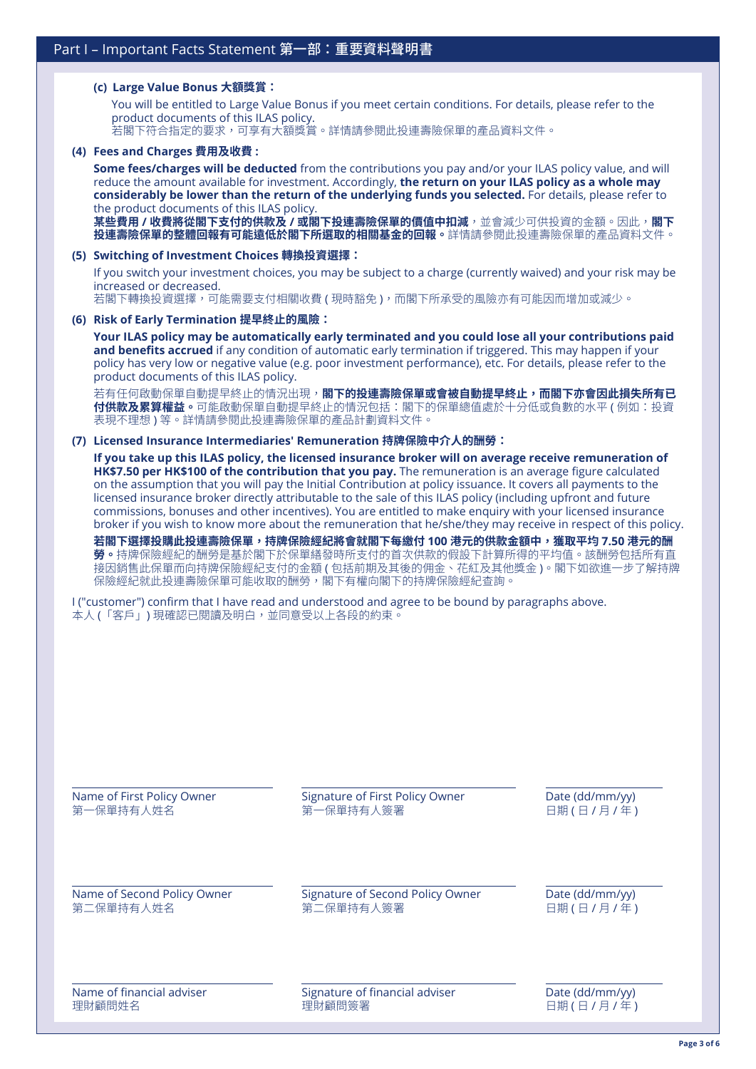## Part I – Important Facts Statement 第一部：重要資料聲明書

**(c) Large Value Bonus 大額獎賞：**

You will be entitled to Large Value Bonus if you meet certain conditions. For details, please refer to the product documents of this ILAS policy.
若閣下符合指定的要求，可享有大額獎賞。詳情請參閱此投連壽險保單的產品資料文件。

**(4) Fees and Charges 費用及收費：**

**Some fees/charges will be deducted** from the contributions you pay and/or your ILAS policy value, and will reduce the amount available for investment. Accordingly, **the return on your ILAS policy as a whole may considerably be lower than the return of the underlying funds you selected.** For details, please refer to the product documents of this ILAS policy.

**某些費用 / 收費將從閣下支付的供款及 / 或閣下投連壽險保單的價值中扣減**，並會減少可供投資的金額。因此，**閣下投連壽險保單的整體回報有可能遠低於閣下所選取的相關基金的回報。**詳情請參閱此投連壽險保單的產品資料文件。

**(5) Switching of Investment Choices 轉換投資選擇：**

If you switch your investment choices, you may be subject to a charge (currently waived) and your risk may be increased or decreased.
若閣下轉換投資選擇，可能需要支付相關收費 ( 現時豁免 )，而閣下所承受的風險亦有可能因而增加或減少。

**(6) Risk of Early Termination 提早終止的風險：**

**Your ILAS policy may be automatically early terminated and you could lose all your contributions paid and benefits accrued** if any condition of automatic early termination if triggered. This may happen if your policy has very low or negative value (e.g. poor investment performance), etc. For details, please refer to the product documents of this ILAS policy.

若有任何啟動保單自動提早終止的情況出現，**閣下的投連壽險保單或會被自動提早終止，而閣下亦會因此損失所有已付供款及累算權益。**可能啟動保單自動提早終止的情況包括：閣下的保單總值處於十分低或負數的水平 ( 例如：投資表現不理想 ) 等。詳情請參閱此投連壽險保單的產品計劃資料文件。

**(7) Licensed Insurance Intermediaries' Remuneration 持牌保險中介人的酬勞：**

**If you take up this ILAS policy, the licensed insurance broker will on average receive remuneration of HK$7.50 per HK$100 of the contribution that you pay.** The remuneration is an average figure calculated on the assumption that you will pay the Initial Contribution at policy issuance. It covers all payments to the licensed insurance broker directly attributable to the sale of this ILAS policy (including upfront and future commissions, bonuses and other incentives). You are entitled to make enquiry with your licensed insurance broker if you wish to know more about the remuneration that he/she/they may receive in respect of this policy.

**若閣下選擇投購此投連壽險保單，持牌保險經紀將會就閣下每繳付 100 港元的供款金額中，獲取平均 7.50 港元的酬勞。**持牌保險經紀的酬勞是基於閣下於保單繕發時所支付的首次供款的假設下計算所得的平均值。該酬勞包括所有直接因銷售此保單而向持牌保險經紀支付的金額 ( 包括前期及其後的佣金、花紅及其他獎金 )。閣下如欲進一步了解持牌保險經紀就此投連壽險保單可能收取的酬勞，閣下有權向閣下的持牌保險經紀查詢。

I ("customer") confirm that I have read and understood and agree to be bound by paragraphs above.
本人 (「客戶」) 現確認已閱讀及明白，並同意受以上各段的約束。

| Name of First Policy Owner 第一保單持有人姓名 | Signature of First Policy Owner 第一保單持有人簽署 | Date (dd/mm/yy) 日期 ( 日 / 月 / 年 ) |
|---|---|---|
| Name of Second Policy Owner 第二保單持有人姓名 | Signature of Second Policy Owner 第二保單持有人簽署 | Date (dd/mm/yy) 日期 ( 日 / 月 / 年 ) |
| Name of financial adviser 理財顧問姓名 | Signature of financial adviser 理財顧問簽署 | Date (dd/mm/yy) 日期 ( 日 / 月 / 年 ) |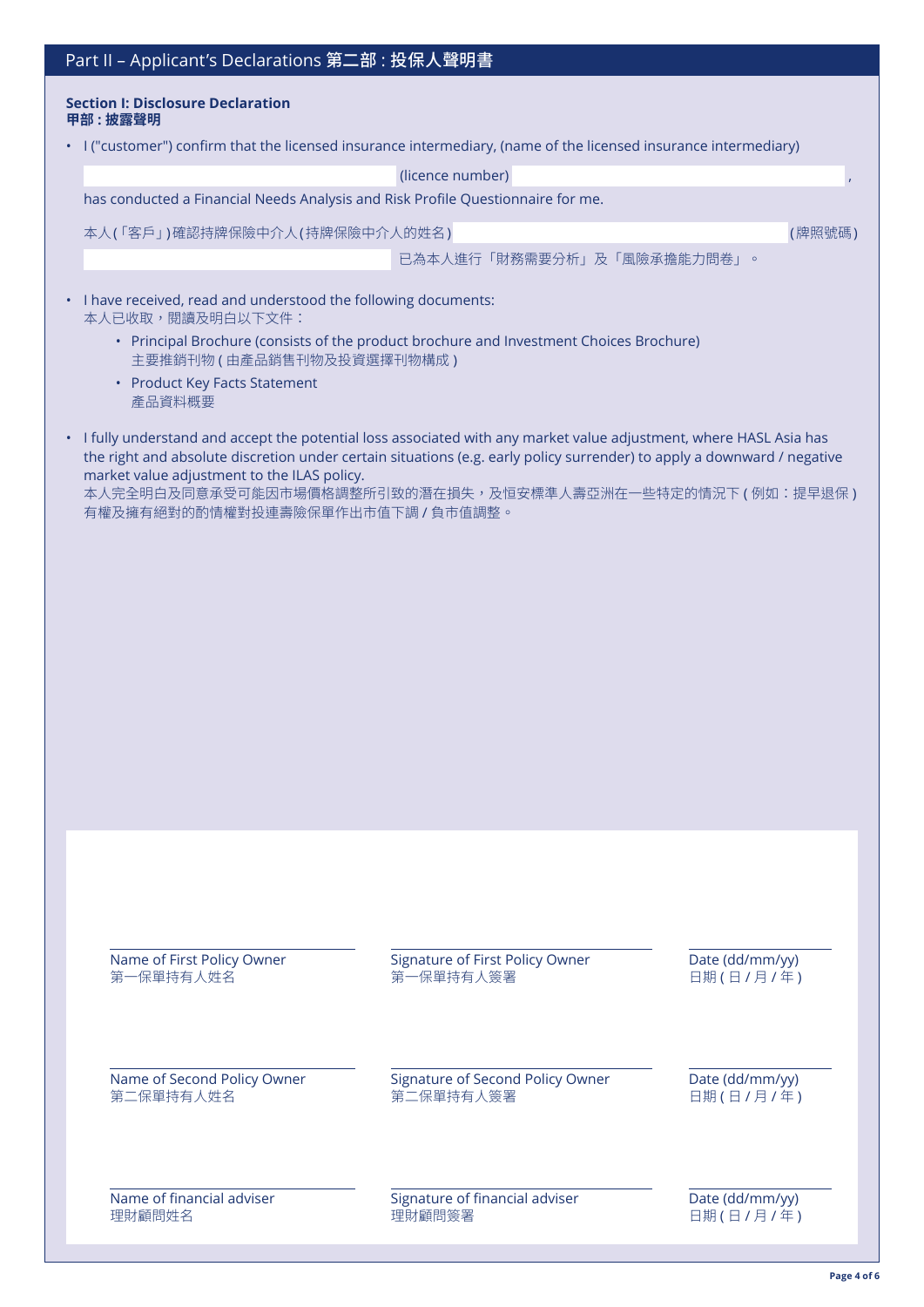## Part II – Applicant's Declarations 第二部 : 投保人聲明書

**Section I: Disclosure Declaration**
**甲部 : 披露聲明**

- I ("customer") confirm that the licensed insurance intermediary, (name of the licensed insurance intermediary) ______________________ (licence number) ______________________, has conducted a Financial Needs Analysis and Risk Profile Questionnaire for me.

  本人(「客戶」)確認持牌保險中介人(持牌保險中介人的姓名) ______________________ (牌照號碼) ______________________ 已為本人進行「財務需要分析」及「風險承擔能力問卷」。

- I have received, read and understood the following documents:
  本人已收取，閱讀及明白以下文件：
  - Principal Brochure (consists of the product brochure and Investment Choices Brochure)
    主要推銷刊物 ( 由產品銷售刊物及投資選擇刊物構成 )
  - Product Key Facts Statement
    產品資料概要

- I fully understand and accept the potential loss associated with any market value adjustment, where HASL Asia has the right and absolute discretion under certain situations (e.g. early policy surrender) to apply a downward / negative market value adjustment to the ILAS policy.
  本人完全明白及同意承受可能因市場價格調整所引致的潛在損失，及恒安標準人壽亞洲在一些特定的情況下 ( 例如：提早退保 ) 有權及擁有絕對的酌情權對投連壽險保單作出市值下調 / 負市值調整。

| | | |
|---|---|---|
| Name of First Policy Owner<br>第一保單持有人姓名 | Signature of First Policy Owner<br>第一保單持有人簽署 | Date (dd/mm/yy)<br>日期 ( 日 / 月 / 年 ) |
| Name of Second Policy Owner<br>第二保單持有人姓名 | Signature of Second Policy Owner<br>第二保單持有人簽署 | Date (dd/mm/yy)<br>日期 ( 日 / 月 / 年 ) |
| Name of financial adviser<br>理財顧問姓名 | Signature of financial adviser<br>理財顧問簽署 | Date (dd/mm/yy)<br>日期 ( 日 / 月 / 年 ) |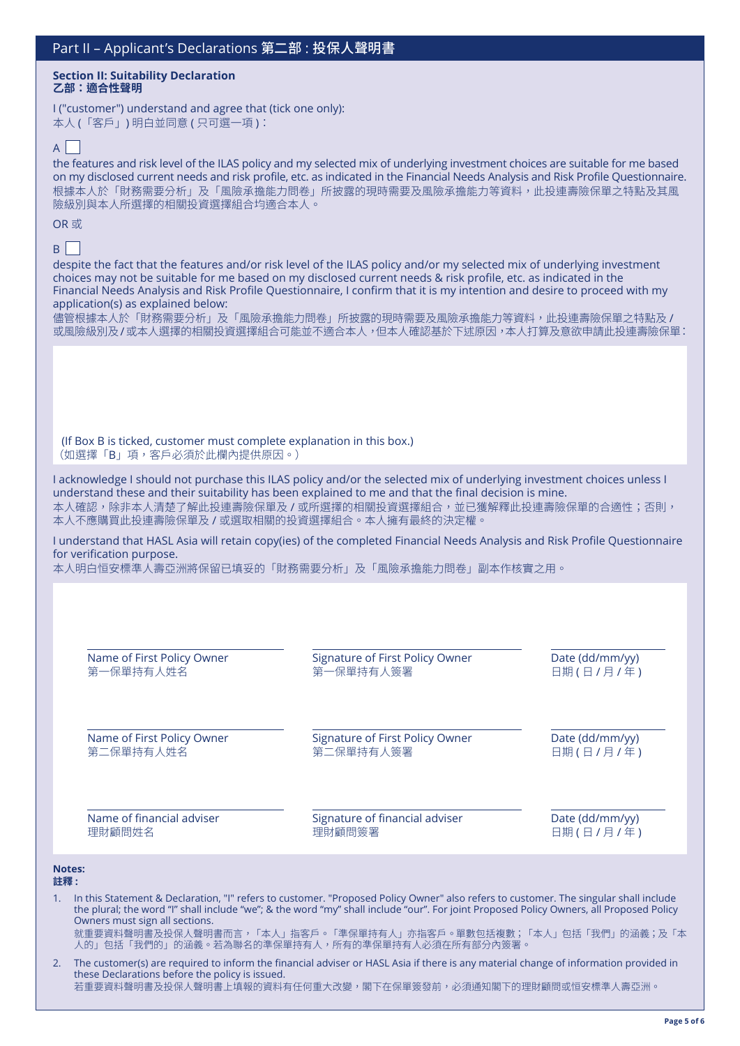## Part II – Applicant's Declarations 第二部 : 投保人聲明書

### Section II: Suitability Declaration
### 乙部：適合性聲明

I ("customer") understand and agree that (tick one only):
本人 (「客戶」) 明白並同意 ( 只可選一項 )：

A ☐

the features and risk level of the ILAS policy and my selected mix of underlying investment choices are suitable for me based on my disclosed current needs and risk profile, etc. as indicated in the Financial Needs Analysis and Risk Profile Questionnaire.
根據本人於「財務需要分析」及「風險承擔能力問卷」所披露的現時需要及風險承擔能力等資料，此投連壽險保單之特點及其風險級別與本人所選擇的相關投資選擇組合均適合本人。

OR 或

B ☐

despite the fact that the features and/or risk level of the ILAS policy and/or my selected mix of underlying investment choices may not be suitable for me based on my disclosed current needs & risk profile, etc. as indicated in the Financial Needs Analysis and Risk Profile Questionnaire, I confirm that it is my intention and desire to proceed with my application(s) as explained below:
儘管根據本人於「財務需要分析」及「風險承擔能力問卷」所披露的現時需要及風險承擔能力等資料，此投連壽險保單之特點及 / 或風險級別及 / 或本人選擇的相關投資選擇組合可能並不適合本人，但本人確認基於下述原因，本人打算及意欲申請此投連壽險保單：

(If Box B is ticked, customer must complete explanation in this box.)
(如選擇「B」項，客戶必須於此欄內提供原因。)

I acknowledge I should not purchase this ILAS policy and/or the selected mix of underlying investment choices unless I understand these and their suitability has been explained to me and that the final decision is mine.
本人確認，除非本人清楚了解此投連壽險保單及 / 或所選擇的相關投資選擇組合，並已獲解釋此投連壽險保單的合適性；否則，本人不應購買此投連壽險保單及 / 或選取相關的投資選擇組合。本人擁有最終的決定權。

I understand that HASL Asia will retain copy(ies) of the completed Financial Needs Analysis and Risk Profile Questionnaire for verification purpose.
本人明白恒安標準人壽亞洲將保留已填妥的「財務需要分析」及「風險承擔能力問卷」副本作核實之用。

| Name of First Policy Owner<br>第一保單持有人姓名 | Signature of First Policy Owner<br>第一保單持有人簽署 | Date (dd/mm/yy)<br>日期 ( 日 / 月 / 年 ) |
|---|---|---|
| Name of First Policy Owner<br>第二保單持有人姓名 | Signature of First Policy Owner<br>第二保單持有人簽署 | Date (dd/mm/yy)<br>日期 ( 日 / 月 / 年 ) |
| Name of financial adviser<br>理財顧問姓名 | Signature of financial adviser<br>理財顧問簽署 | Date (dd/mm/yy)<br>日期 ( 日 / 月 / 年 ) |

**Notes:**
**註釋：**

1. In this Statement & Declaration, "I" refers to customer. "Proposed Policy Owner" also refers to customer. The singular shall include the plural; the word "I" shall include "we"; & the word "my" shall include "our". For joint Proposed Policy Owners, all Proposed Policy Owners must sign all sections.
   就重要資料聲明書及投保人聲明書而言，「本人」指客戶。「準保單持有人」亦指客戶。單數包括複數；「本人」包括「我們」的涵義；及「本人的」包括「我們的」的涵義。若為聯名的準保單持有人，所有的準保單持有人必須在所有部分內簽署。
2. The customer(s) are required to inform the financial adviser or HASL Asia if there is any material change of information provided in these Declarations before the policy is issued.
   若重要資料聲明書及投保人聲明書上填報的資料有任何重大改變，閣下在保單簽發前，必須通知閣下的理財顧問或恒安標準人壽亞洲。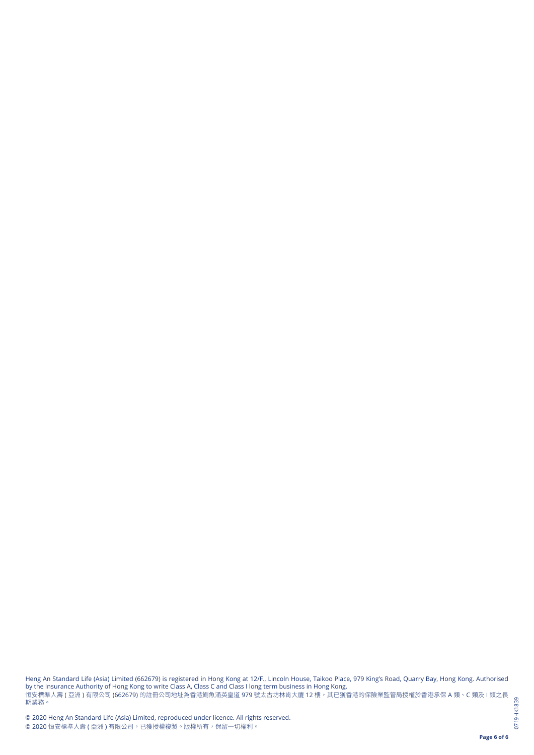Heng An Standard Life (Asia) Limited (662679) is registered in Hong Kong at 12/F., Lincoln House, Taikoo Place, 979 King's Road, Quarry Bay, Hong Kong. Authorised by the Insurance Authority of Hong Kong to write Class A, Class C and Class I long term business in Hong Kong.
恒安標準人壽 ( 亞洲 ) 有限公司 (662679) 的註冊公司地址為香港鰂魚涌英皇道 979 號太古坊林肯大廈 12 樓，其已獲香港的保險業監管局授權於香港承保 A 類、C 類及 I 類之長期業務。

© 2020 Heng An Standard Life (Asia) Limited, reproduced under licence. All rights reserved.
© 2020 恒安標準人壽 ( 亞洲 ) 有限公司，已獲授權複製。版權所有，保留一切權利。

0719HK1839